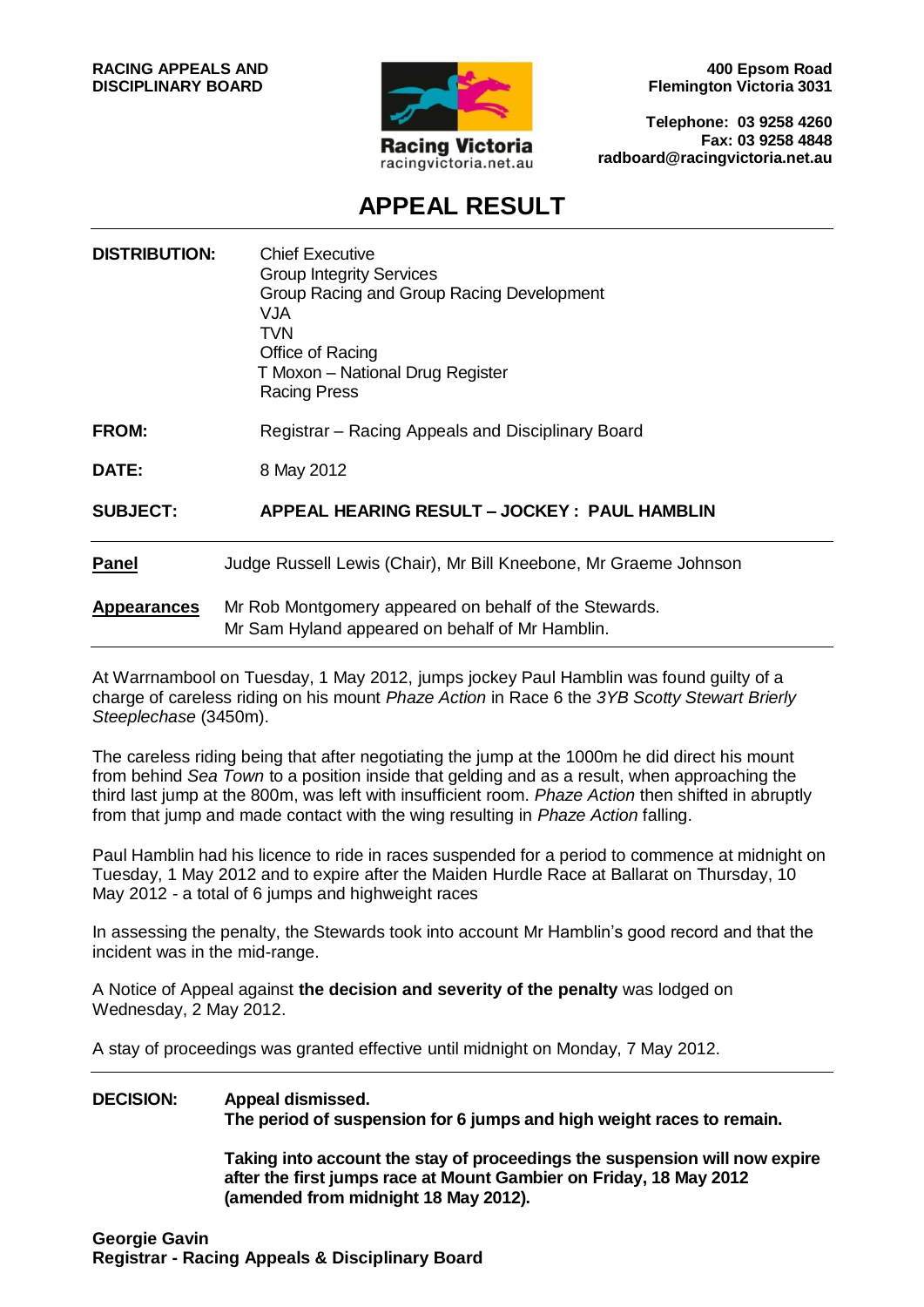**RACING APPEALS AND DISCIPLINARY BOARD**

Racing Victoria
racingvictoria.net.au

**400 Epsom Road**
**Flemington Victoria 3031**

**Telephone: 03 9258 4260**
**Fax: 03 9258 4848**
**radboard@racingvictoria.net.au**

# APPEAL RESULT

| | |
|---|---|
| **DISTRIBUTION:** | Chief Executive<br>Group Integrity Services<br>Group Racing and Group Racing Development<br>VJA<br>TVN<br>Office of Racing<br>T Moxon – National Drug Register<br>Racing Press |
| **FROM:** | Registrar – Racing Appeals and Disciplinary Board |
| **DATE:** | 8 May 2012 |
| **SUBJECT:** | **APPEAL HEARING RESULT – JOCKEY : PAUL HAMBLIN** |

**Panel** Judge Russell Lewis (Chair), Mr Bill Kneebone, Mr Graeme Johnson

**Appearances** Mr Rob Montgomery appeared on behalf of the Stewards.
Mr Sam Hyland appeared on behalf of Mr Hamblin.

At Warrnambool on Tuesday, 1 May 2012, jumps jockey Paul Hamblin was found guilty of a charge of careless riding on his mount *Phaze Action* in Race 6 the *3YB Scotty Stewart Brierly Steeplechase* (3450m).

The careless riding being that after negotiating the jump at the 1000m he did direct his mount from behind *Sea Town* to a position inside that gelding and as a result, when approaching the third last jump at the 800m, was left with insufficient room. *Phaze Action* then shifted in abruptly from that jump and made contact with the wing resulting in *Phaze Action* falling.

Paul Hamblin had his licence to ride in races suspended for a period to commence at midnight on Tuesday, 1 May 2012 and to expire after the Maiden Hurdle Race at Ballarat on Thursday, 10 May 2012 - a total of 6 jumps and highweight races

In assessing the penalty, the Stewards took into account Mr Hamblin's good record and that the incident was in the mid-range.

A Notice of Appeal against **the decision and severity of the penalty** was lodged on Wednesday, 2 May 2012.

A stay of proceedings was granted effective until midnight on Monday, 7 May 2012.

**DECISION:** **Appeal dismissed.**
**The period of suspension for 6 jumps and high weight races to remain.**

**Taking into account the stay of proceedings the suspension will now expire after the first jumps race at Mount Gambier on Friday, 18 May 2012 (amended from midnight 18 May 2012).**

**Georgie Gavin**
**Registrar - Racing Appeals & Disciplinary Board**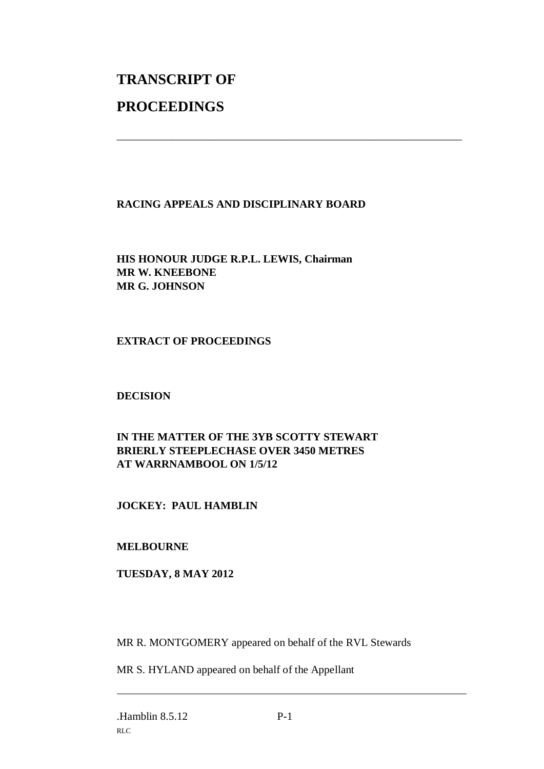# TRANSCRIPT OF

# PROCEEDINGS

---

**RACING APPEALS AND DISCIPLINARY BOARD**

**HIS HONOUR JUDGE R.P.L. LEWIS, Chairman**
**MR W. KNEEBONE**
**MR G. JOHNSON**

**EXTRACT OF PROCEEDINGS**

**DECISION**

**IN THE MATTER OF THE 3YB SCOTTY STEWART BRIERLY STEEPLECHASE OVER 3450 METRES AT WARRNAMBOOL ON 1/5/12**

**JOCKEY: PAUL HAMBLIN**

**MELBOURNE**

**TUESDAY, 8 MAY 2012**

MR R. MONTGOMERY appeared on behalf of the RVL Stewards

MR S. HYLAND appeared on behalf of the Appellant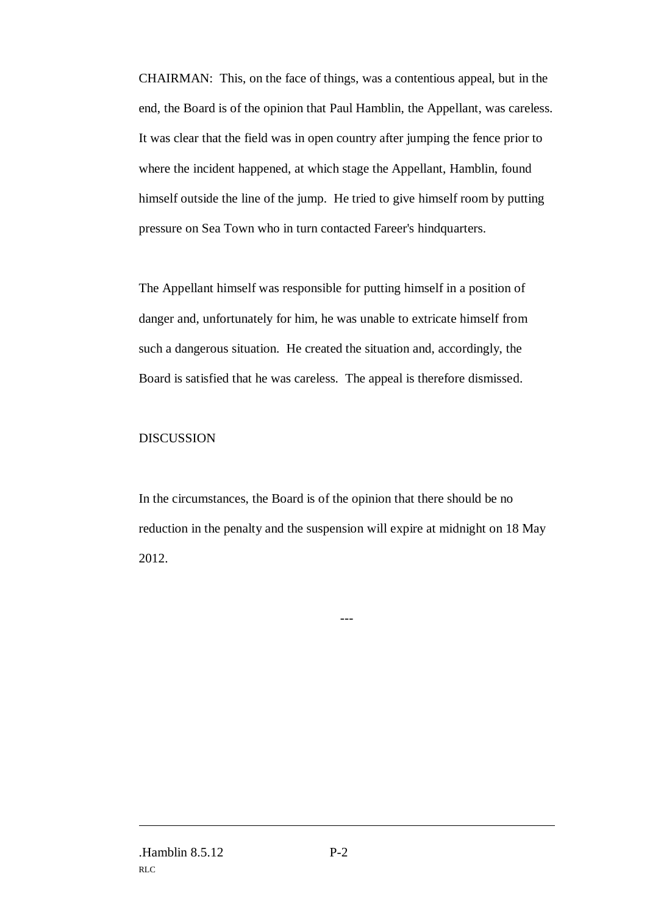CHAIRMAN: This, on the face of things, was a contentious appeal, but in the end, the Board is of the opinion that Paul Hamblin, the Appellant, was careless. It was clear that the field was in open country after jumping the fence prior to where the incident happened, at which stage the Appellant, Hamblin, found himself outside the line of the jump. He tried to give himself room by putting pressure on Sea Town who in turn contacted Fareer's hindquarters.

The Appellant himself was responsible for putting himself in a position of danger and, unfortunately for him, he was unable to extricate himself from such a dangerous situation. He created the situation and, accordingly, the Board is satisfied that he was careless. The appeal is therefore dismissed.

DISCUSSION

In the circumstances, the Board is of the opinion that there should be no reduction in the penalty and the suspension will expire at midnight on 18 May 2012.

---